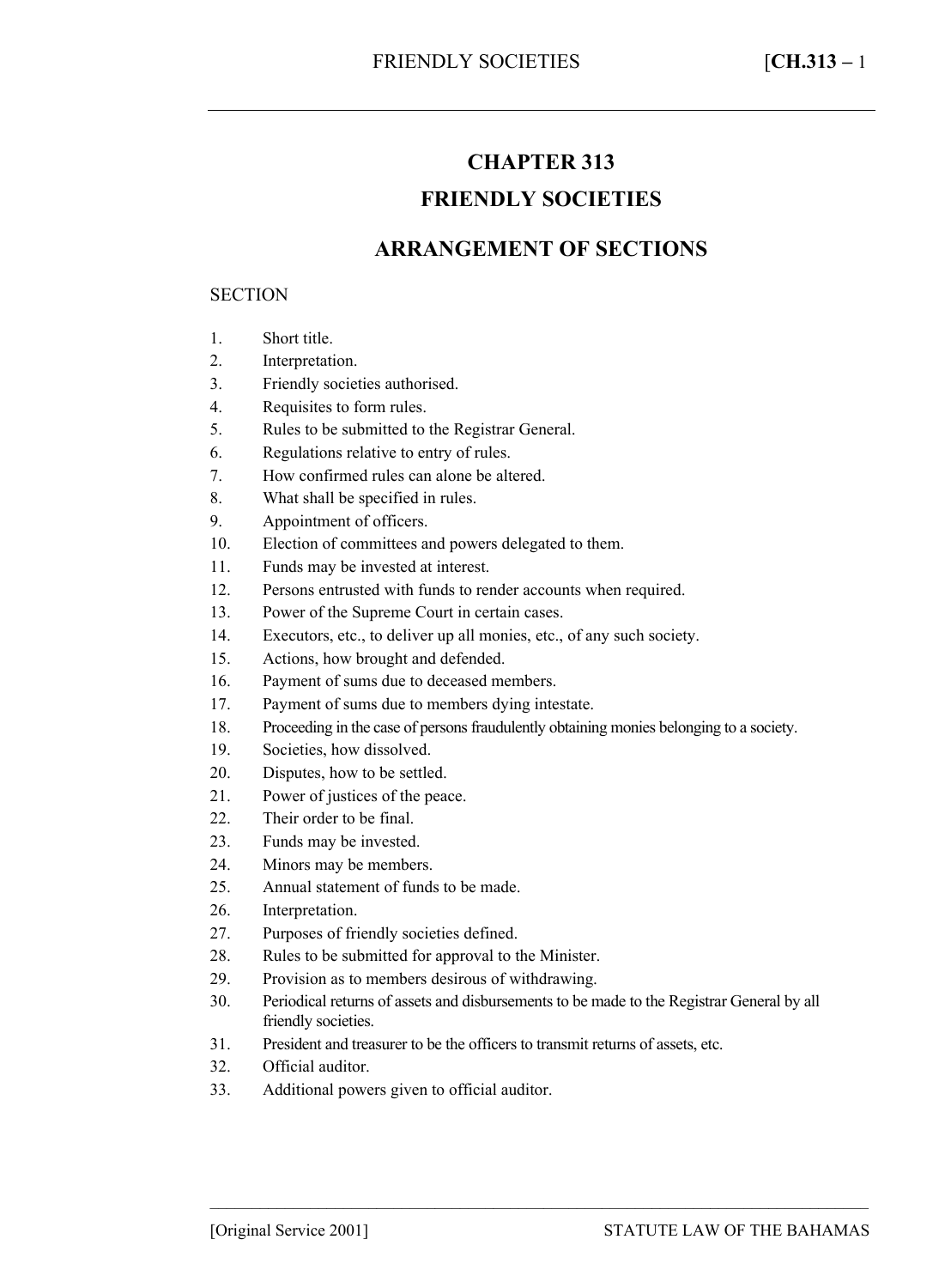# CHAPTER 313

# FRIENDLY SOCIETIES

## ARRANGEMENT OF SECTIONS

SECTION

1. Short title.
2. Interpretation.
3. Friendly societies authorised.
4. Requisites to form rules.
5. Rules to be submitted to the Registrar General.
6. Regulations relative to entry of rules.
7. How confirmed rules can alone be altered.
8. What shall be specified in rules.
9. Appointment of officers.
10. Election of committees and powers delegated to them.
11. Funds may be invested at interest.
12. Persons entrusted with funds to render accounts when required.
13. Power of the Supreme Court in certain cases.
14. Executors, etc., to deliver up all monies, etc., of any such society.
15. Actions, how brought and defended.
16. Payment of sums due to deceased members.
17. Payment of sums due to members dying intestate.
18. Proceeding in the case of persons fraudulently obtaining monies belonging to a society.
19. Societies, how dissolved.
20. Disputes, how to be settled.
21. Power of justices of the peace.
22. Their order to be final.
23. Funds may be invested.
24. Minors may be members.
25. Annual statement of funds to be made.
26. Interpretation.
27. Purposes of friendly societies defined.
28. Rules to be submitted for approval to the Minister.
29. Provision as to members desirous of withdrawing.
30. Periodical returns of assets and disbursements to be made to the Registrar General by all friendly societies.
31. President and treasurer to be the officers to transmit returns of assets, etc.
32. Official auditor.
33. Additional powers given to official auditor.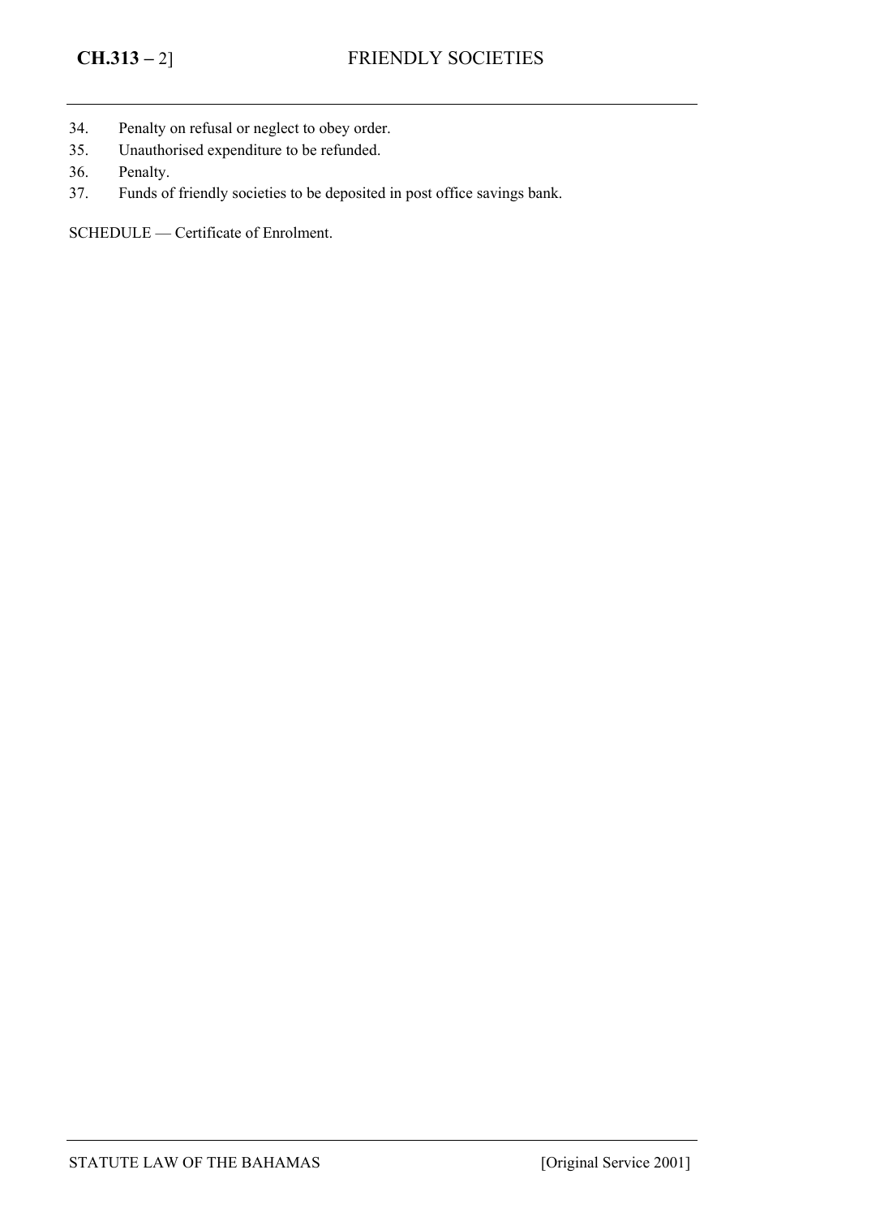34. Penalty on refusal or neglect to obey order.
35. Unauthorised expenditure to be refunded.
36. Penalty.
37. Funds of friendly societies to be deposited in post office savings bank.

SCHEDULE — Certificate of Enrolment.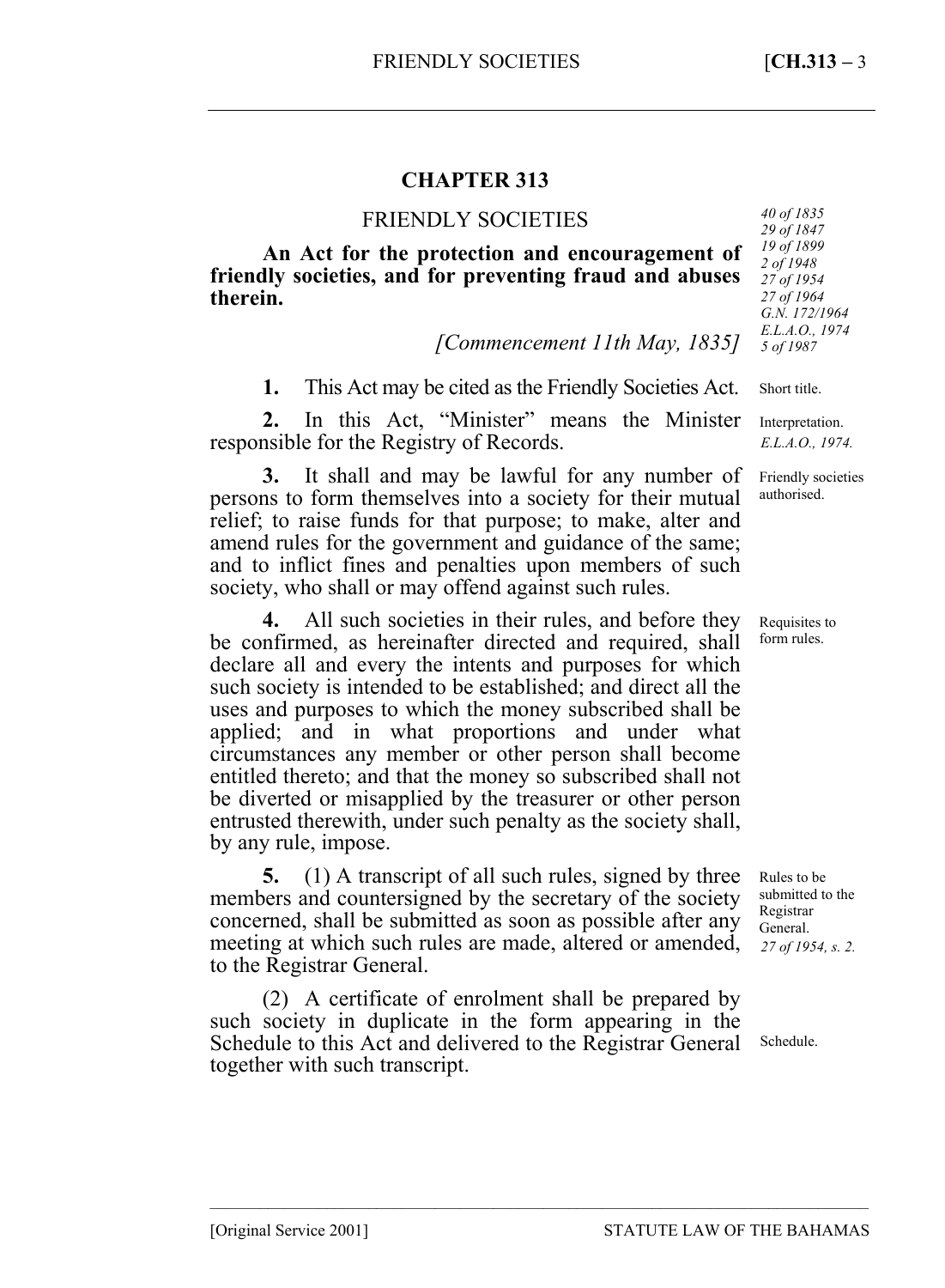# CHAPTER 313

## FRIENDLY SOCIETIES

*40 of 1835*
*29 of 1847*
*19 of 1899*
*2 of 1948*
*27 of 1954*
*27 of 1964*
*G.N. 172/1964*
*E.L.A.O., 1974*
*5 of 1987*

**An Act for the protection and encouragement of friendly societies, and for preventing fraud and abuses therein.**

*[Commencement 11th May, 1835]*

Short title.

**1.** This Act may be cited as the Friendly Societies Act.

Interpretation. *E.L.A.O., 1974.*

**2.** In this Act, "Minister" means the Minister responsible for the Registry of Records.

Friendly societies authorised.

**3.** It shall and may be lawful for any number of persons to form themselves into a society for their mutual relief; to raise funds for that purpose; to make, alter and amend rules for the government and guidance of the same; and to inflict fines and penalties upon members of such society, who shall or may offend against such rules.

Requisites to form rules.

**4.** All such societies in their rules, and before they be confirmed, as hereinafter directed and required, shall declare all and every the intents and purposes for which such society is intended to be established; and direct all the uses and purposes to which the money subscribed shall be applied; and in what proportions and under what circumstances any member or other person shall become entitled thereto; and that the money so subscribed shall not be diverted or misapplied by the treasurer or other person entrusted therewith, under such penalty as the society shall, by any rule, impose.

Rules to be submitted to the Registrar General. *27 of 1954, s. 2.*

**5.** (1) A transcript of all such rules, signed by three members and countersigned by the secretary of the society concerned, shall be submitted as soon as possible after any meeting at which such rules are made, altered or amended, to the Registrar General.

Schedule.

(2) A certificate of enrolment shall be prepared by such society in duplicate in the form appearing in the Schedule to this Act and delivered to the Registrar General together with such transcript.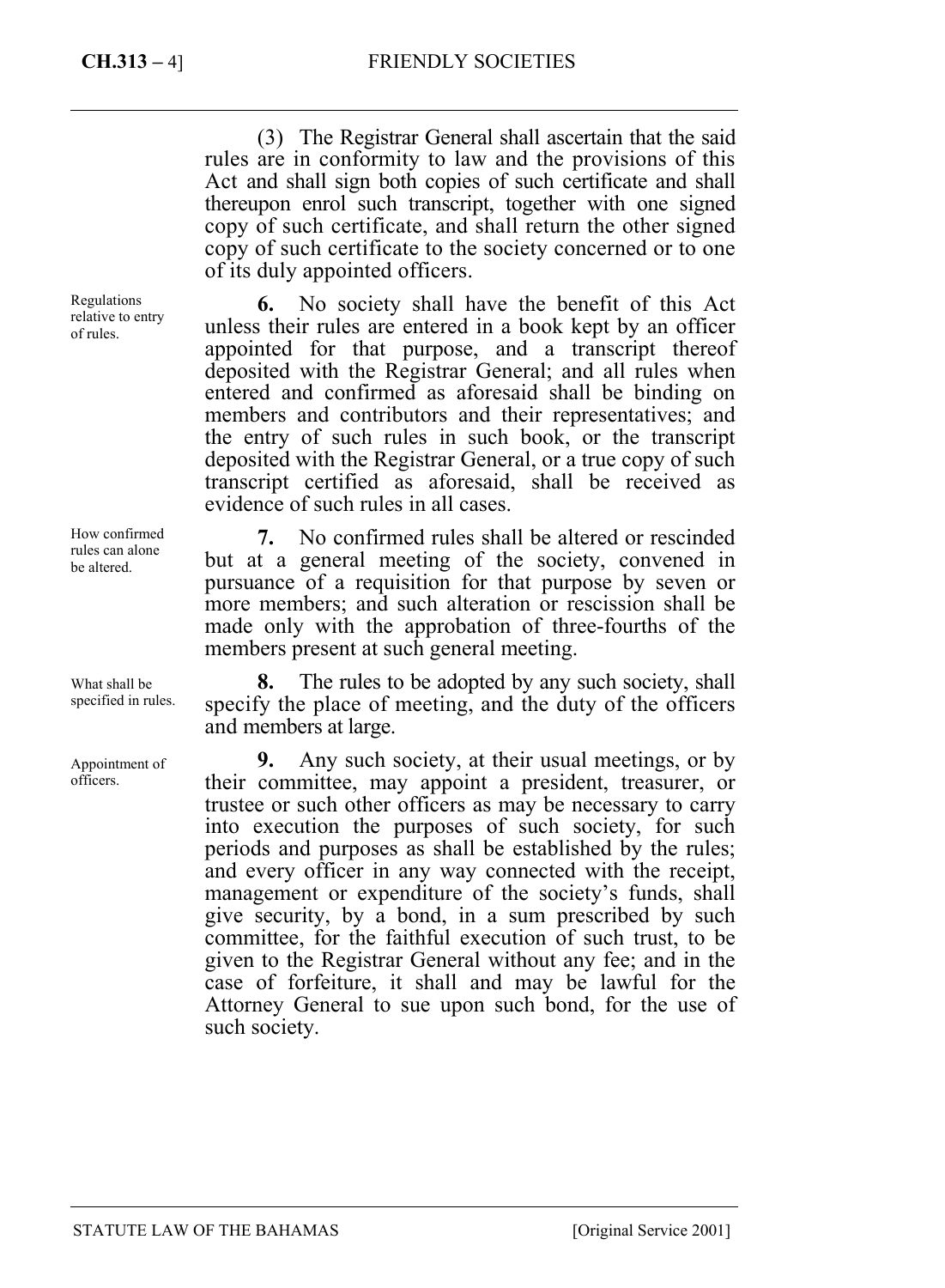(3) The Registrar General shall ascertain that the said rules are in conformity to law and the provisions of this Act and shall sign both copies of such certificate and shall thereupon enrol such transcript, together with one signed copy of such certificate, and shall return the other signed copy of such certificate to the society concerned or to one of its duly appointed officers.

Regulations relative to entry of rules.

**6.** No society shall have the benefit of this Act unless their rules are entered in a book kept by an officer appointed for that purpose, and a transcript thereof deposited with the Registrar General; and all rules when entered and confirmed as aforesaid shall be binding on members and contributors and their representatives; and the entry of such rules in such book, or the transcript deposited with the Registrar General, or a true copy of such transcript certified as aforesaid, shall be received as evidence of such rules in all cases.

How confirmed rules can alone be altered.

**7.** No confirmed rules shall be altered or rescinded but at a general meeting of the society, convened in pursuance of a requisition for that purpose by seven or more members; and such alteration or rescission shall be made only with the approbation of three-fourths of the members present at such general meeting.

What shall be specified in rules.

**8.** The rules to be adopted by any such society, shall specify the place of meeting, and the duty of the officers and members at large.

Appointment of officers.

**9.** Any such society, at their usual meetings, or by their committee, may appoint a president, treasurer, or trustee or such other officers as may be necessary to carry into execution the purposes of such society, for such periods and purposes as shall be established by the rules; and every officer in any way connected with the receipt, management or expenditure of the society's funds, shall give security, by a bond, in a sum prescribed by such committee, for the faithful execution of such trust, to be given to the Registrar General without any fee; and in the case of forfeiture, it shall and may be lawful for the Attorney General to sue upon such bond, for the use of such society.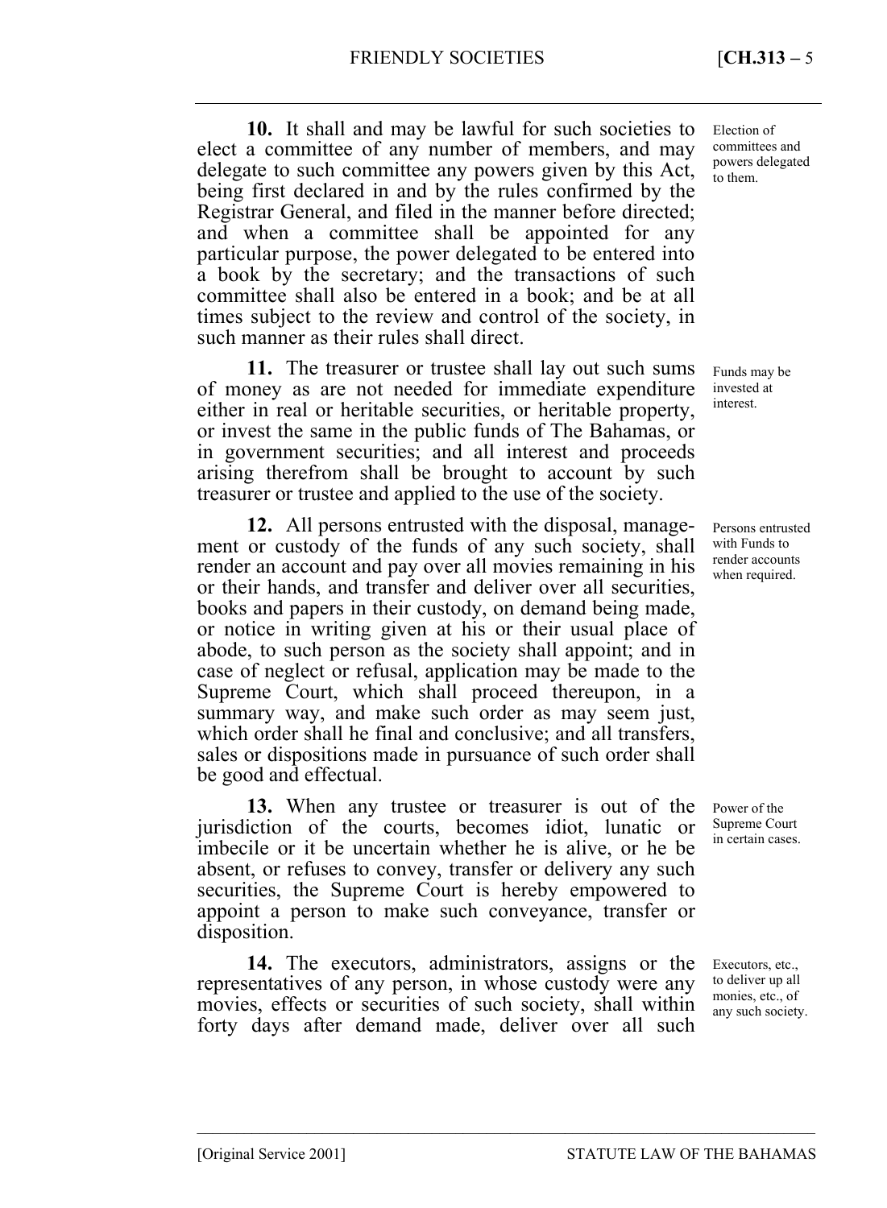**10.** It shall and may be lawful for such societies to elect a committee of any number of members, and may delegate to such committee any powers given by this Act, being first declared in and by the rules confirmed by the Registrar General, and filed in the manner before directed; and when a committee shall be appointed for any particular purpose, the power delegated to be entered into a book by the secretary; and the transactions of such committee shall also be entered in a book; and be at all times subject to the review and control of the society, in such manner as their rules shall direct.

Election of committees and powers delegated to them.

**11.** The treasurer or trustee shall lay out such sums of money as are not needed for immediate expenditure either in real or heritable securities, or heritable property, or invest the same in the public funds of The Bahamas, or in government securities; and all interest and proceeds arising therefrom shall be brought to account by such treasurer or trustee and applied to the use of the society.

Funds may be invested at interest.

**12.** All persons entrusted with the disposal, management or custody of the funds of any such society, shall render an account and pay over all movies remaining in his or their hands, and transfer and deliver over all securities, books and papers in their custody, on demand being made, or notice in writing given at his or their usual place of abode, to such person as the society shall appoint; and in case of neglect or refusal, application may be made to the Supreme Court, which shall proceed thereupon, in a summary way, and make such order as may seem just, which order shall he final and conclusive; and all transfers, sales or dispositions made in pursuance of such order shall be good and effectual.

Persons entrusted with Funds to render accounts when required.

**13.** When any trustee or treasurer is out of the jurisdiction of the courts, becomes idiot, lunatic or imbecile or it be uncertain whether he is alive, or he be absent, or refuses to convey, transfer or delivery any such securities, the Supreme Court is hereby empowered to appoint a person to make such conveyance, transfer or disposition.

Power of the Supreme Court in certain cases.

**14.** The executors, administrators, assigns or the representatives of any person, in whose custody were any movies, effects or securities of such society, shall within forty days after demand made, deliver over all such

Executors, etc., to deliver up all monies, etc., of any such society.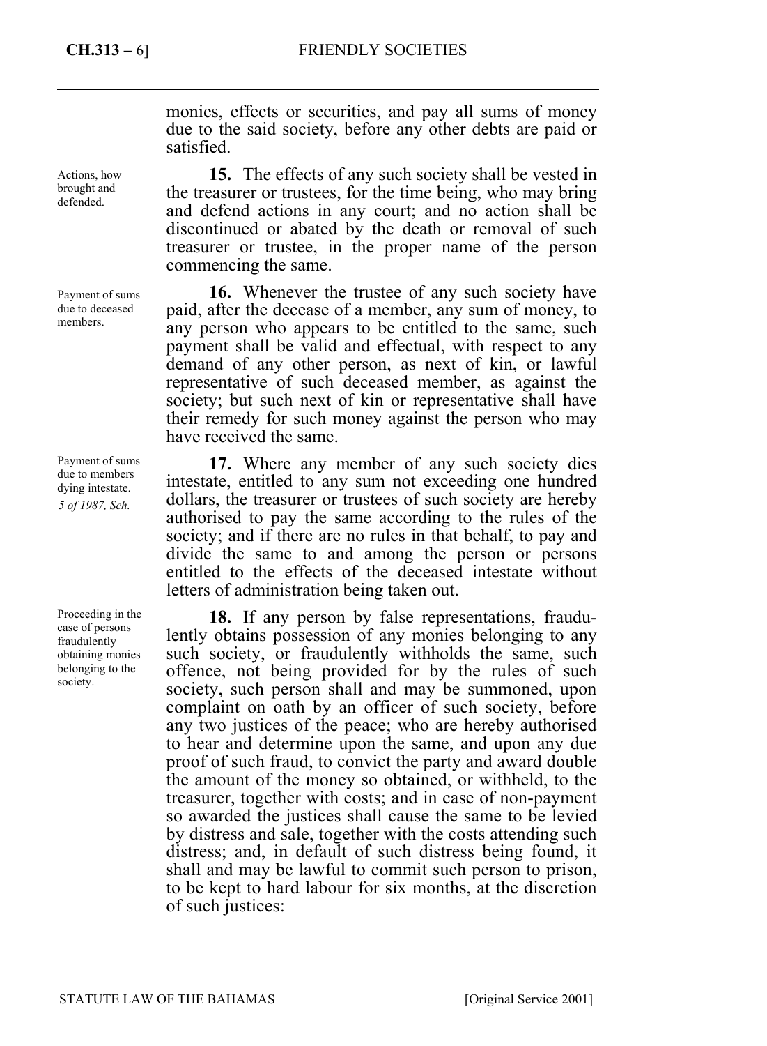monies, effects or securities, and pay all sums of money due to the said society, before any other debts are paid or satisfied.

Actions, how brought and defended.

**15.** The effects of any such society shall be vested in the treasurer or trustees, for the time being, who may bring and defend actions in any court; and no action shall be discontinued or abated by the death or removal of such treasurer or trustee, in the proper name of the person commencing the same.

Payment of sums due to deceased members.

**16.** Whenever the trustee of any such society have paid, after the decease of a member, any sum of money, to any person who appears to be entitled to the same, such payment shall be valid and effectual, with respect to any demand of any other person, as next of kin, or lawful representative of such deceased member, as against the society; but such next of kin or representative shall have their remedy for such money against the person who may have received the same.

Payment of sums due to members dying intestate.
*5 of 1987, Sch.*

**17.** Where any member of any such society dies intestate, entitled to any sum not exceeding one hundred dollars, the treasurer or trustees of such society are hereby authorised to pay the same according to the rules of the society; and if there are no rules in that behalf, to pay and divide the same to and among the person or persons entitled to the effects of the deceased intestate without letters of administration being taken out.

Proceeding in the case of persons fraudulently obtaining monies belonging to the society.

**18.** If any person by false representations, fraudulently obtains possession of any monies belonging to any such society, or fraudulently withholds the same, such offence, not being provided for by the rules of such society, such person shall and may be summoned, upon complaint on oath by an officer of such society, before any two justices of the peace; who are hereby authorised to hear and determine upon the same, and upon any due proof of such fraud, to convict the party and award double the amount of the money so obtained, or withheld, to the treasurer, together with costs; and in case of non-payment so awarded the justices shall cause the same to be levied by distress and sale, together with the costs attending such distress; and, in default of such distress being found, it shall and may be lawful to commit such person to prison, to be kept to hard labour for six months, at the discretion of such justices: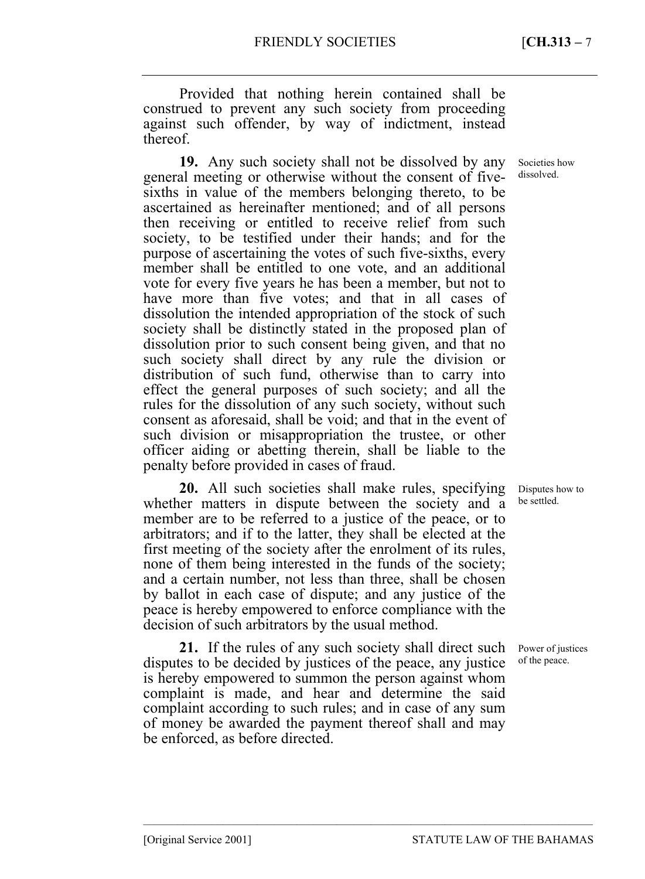Provided that nothing herein contained shall be construed to prevent any such society from proceeding against such offender, by way of indictment, instead thereof.

Societies how dissolved.

**19.** Any such society shall not be dissolved by any general meeting or otherwise without the consent of five-sixths in value of the members belonging thereto, to be ascertained as hereinafter mentioned; and of all persons then receiving or entitled to receive relief from such society, to be testified under their hands; and for the purpose of ascertaining the votes of such five-sixths, every member shall be entitled to one vote, and an additional vote for every five years he has been a member, but not to have more than five votes; and that in all cases of dissolution the intended appropriation of the stock of such society shall be distinctly stated in the proposed plan of dissolution prior to such consent being given, and that no such society shall direct by any rule the division or distribution of such fund, otherwise than to carry into effect the general purposes of such society; and all the rules for the dissolution of any such society, without such consent as aforesaid, shall be void; and that in the event of such division or misappropriation the trustee, or other officer aiding or abetting therein, shall be liable to the penalty before provided in cases of fraud.

Disputes how to be settled.

**20.** All such societies shall make rules, specifying whether matters in dispute between the society and a member are to be referred to a justice of the peace, or to arbitrators; and if to the latter, they shall be elected at the first meeting of the society after the enrolment of its rules, none of them being interested in the funds of the society; and a certain number, not less than three, shall be chosen by ballot in each case of dispute; and any justice of the peace is hereby empowered to enforce compliance with the decision of such arbitrators by the usual method.

Power of justices of the peace.

**21.** If the rules of any such society shall direct such disputes to be decided by justices of the peace, any justice is hereby empowered to summon the person against whom complaint is made, and hear and determine the said complaint according to such rules; and in case of any sum of money be awarded the payment thereof shall and may be enforced, as before directed.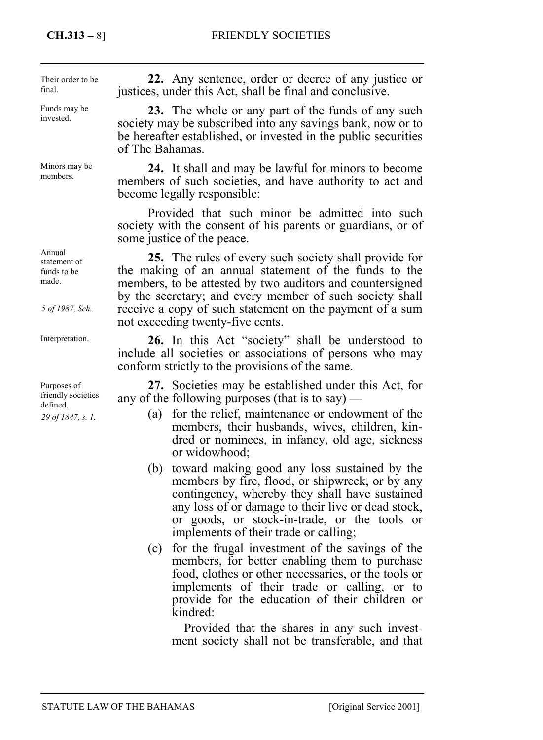*Their order to be final.*

**22.** Any sentence, order or decree of any justice or justices, under this Act, shall be final and conclusive.

*Funds may be invested.*

**23.** The whole or any part of the funds of any such society may be subscribed into any savings bank, now or to be hereafter established, or invested in the public securities of The Bahamas.

*Minors may be members.*

**24.** It shall and may be lawful for minors to become members of such societies, and have authority to act and become legally responsible:

Provided that such minor be admitted into such society with the consent of his parents or guardians, or of some justice of the peace.

*Annual statement of funds to be made.*

*5 of 1987, Sch.*

**25.** The rules of every such society shall provide for the making of an annual statement of the funds to the members, to be attested by two auditors and countersigned by the secretary; and every member of such society shall receive a copy of such statement on the payment of a sum not exceeding twenty-five cents.

*Interpretation.*

**26.** In this Act "society" shall be understood to include all societies or associations of persons who may conform strictly to the provisions of the same.

*Purposes of friendly societies defined.*

*29 of 1847, s. 1.*

**27.** Societies may be established under this Act, for any of the following purposes (that is to say) —

(a) for the relief, maintenance or endowment of the members, their husbands, wives, children, kindred or nominees, in infancy, old age, sickness or widowhood;

(b) toward making good any loss sustained by the members by fire, flood, or shipwreck, or by any contingency, whereby they shall have sustained any loss of or damage to their live or dead stock, or goods, or stock-in-trade, or the tools or implements of their trade or calling;

(c) for the frugal investment of the savings of the members, for better enabling them to purchase food, clothes or other necessaries, or the tools or implements of their trade or calling, or to provide for the education of their children or kindred:

Provided that the shares in any such investment society shall not be transferable, and that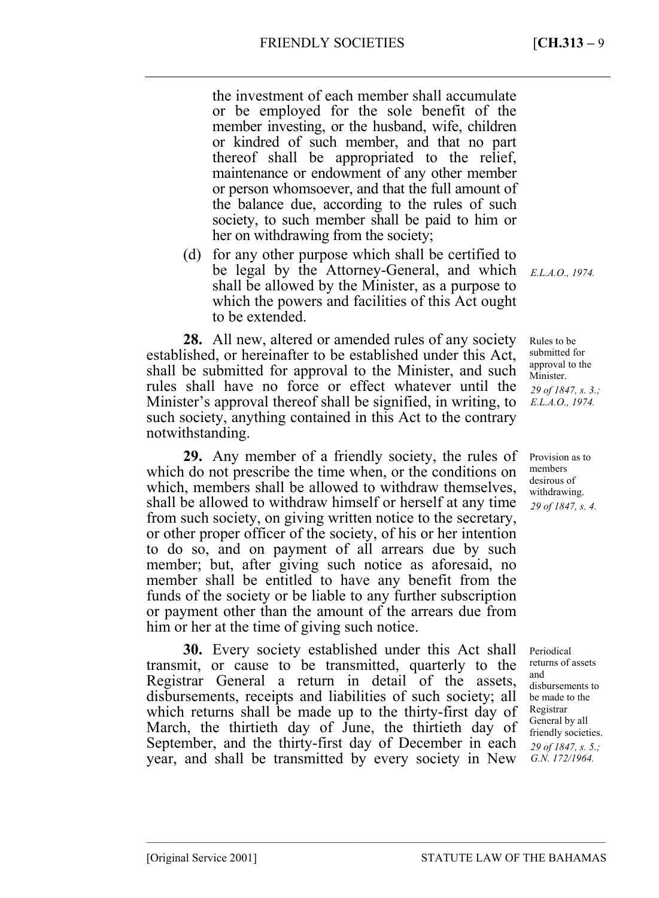the investment of each member shall accumulate or be employed for the sole benefit of the member investing, or the husband, wife, children or kindred of such member, and that no part thereof shall be appropriated to the relief, maintenance or endowment of any other member or person whomsoever, and that the full amount of the balance due, according to the rules of such society, to such member shall be paid to him or her on withdrawing from the society;

(d) for any other purpose which shall be certified to be legal by the Attorney-General, and which shall be allowed by the Minister, as a purpose to which the powers and facilities of this Act ought to be extended.

*E.L.A.O., 1974.*

Rules to be submitted for approval to the Minister.
*29 of 1847, s. 3.; E.L.A.O., 1974.*

**28.** All new, altered or amended rules of any society established, or hereinafter to be established under this Act, shall be submitted for approval to the Minister, and such rules shall have no force or effect whatever until the Minister's approval thereof shall be signified, in writing, to such society, anything contained in this Act to the contrary notwithstanding.

Provision as to members desirous of withdrawing.
*29 of 1847, s. 4.*

**29.** Any member of a friendly society, the rules of which do not prescribe the time when, or the conditions on which, members shall be allowed to withdraw themselves, shall be allowed to withdraw himself or herself at any time from such society, on giving written notice to the secretary, or other proper officer of the society, of his or her intention to do so, and on payment of all arrears due by such member; but, after giving such notice as aforesaid, no member shall be entitled to have any benefit from the funds of the society or be liable to any further subscription or payment other than the amount of the arrears due from him or her at the time of giving such notice.

Periodical returns of assets and disbursements to be made to the Registrar General by all friendly societies.
*29 of 1847, s. 5.; G.N. 172/1964.*

**30.** Every society established under this Act shall transmit, or cause to be transmitted, quarterly to the Registrar General a return in detail of the assets, disbursements, receipts and liabilities of such society; all which returns shall be made up to the thirty-first day of March, the thirtieth day of June, the thirtieth day of September, and the thirty-first day of December in each year, and shall be transmitted by every society in New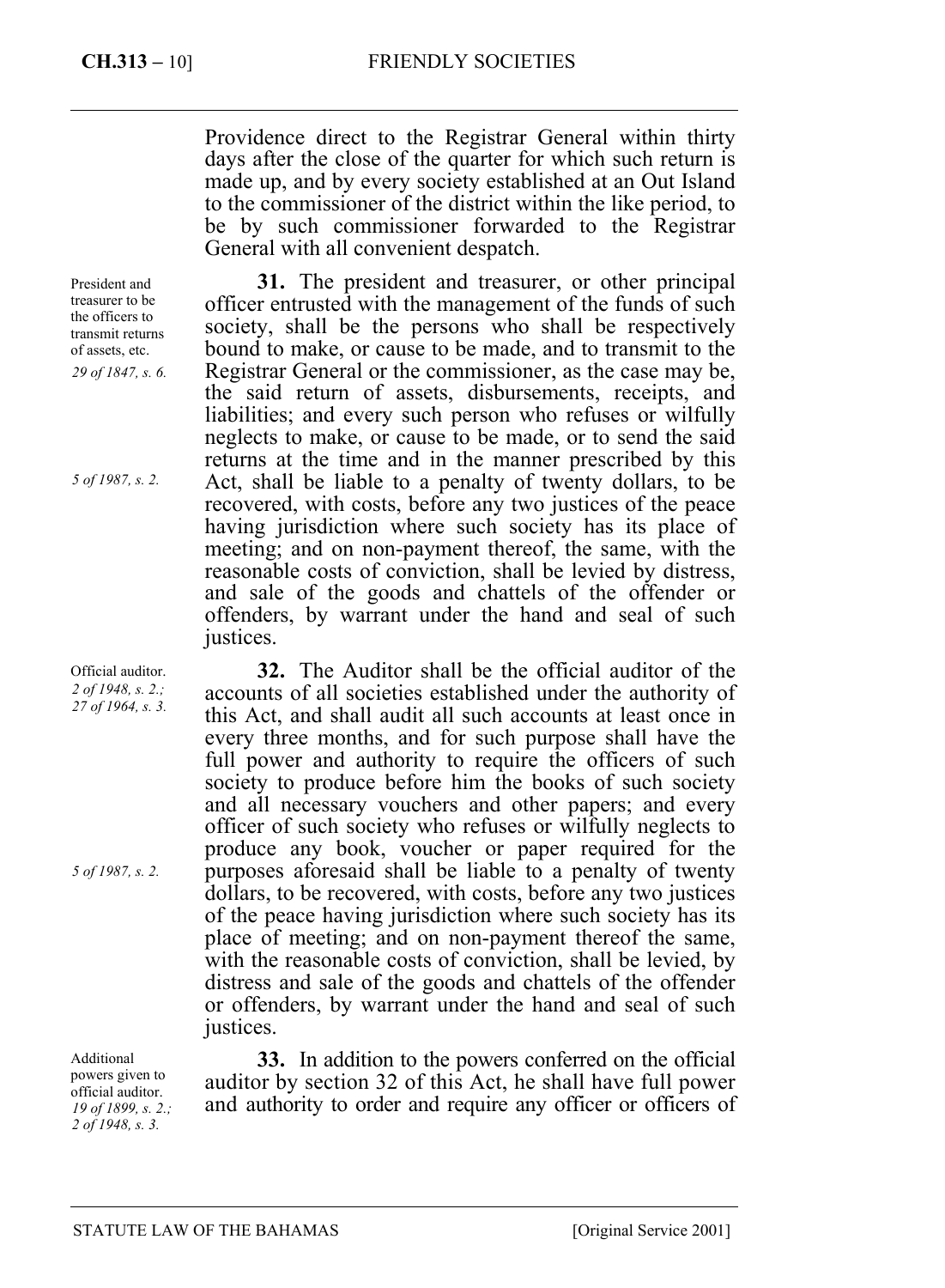Providence direct to the Registrar General within thirty days after the close of the quarter for which such return is made up, and by every society established at an Out Island to the commissioner of the district within the like period, to be by such commissioner forwarded to the Registrar General with all convenient despatch.

President and treasurer to be the officers to transmit returns of assets, etc.
*29 of 1847, s. 6.*

**31.** The president and treasurer, or other principal officer entrusted with the management of the funds of such society, shall be the persons who shall be respectively bound to make, or cause to be made, and to transmit to the Registrar General or the commissioner, as the case may be, the said return of assets, disbursements, receipts, and liabilities; and every such person who refuses or wilfully neglects to make, or cause to be made, or to send the said returns at the time and in the manner prescribed by this Act, shall be liable to a penalty of twenty dollars, to be recovered, with costs, before any two justices of the peace having jurisdiction where such society has its place of meeting; and on non-payment thereof, the same, with the reasonable costs of conviction, shall be levied by distress, and sale of the goods and chattels of the offender or offenders, by warrant under the hand and seal of such justices.

*5 of 1987, s. 2.*

Official auditor.
*2 of 1948, s. 2.; 27 of 1964, s. 3.*

**32.** The Auditor shall be the official auditor of the accounts of all societies established under the authority of this Act, and shall audit all such accounts at least once in every three months, and for such purpose shall have the full power and authority to require the officers of such society to produce before him the books of such society and all necessary vouchers and other papers; and every officer of such society who refuses or wilfully neglects to produce any book, voucher or paper required for the purposes aforesaid shall be liable to a penalty of twenty dollars, to be recovered, with costs, before any two justices of the peace having jurisdiction where such society has its place of meeting; and on non-payment thereof the same, with the reasonable costs of conviction, shall be levied, by distress and sale of the goods and chattels of the offender or offenders, by warrant under the hand and seal of such justices.

*5 of 1987, s. 2.*

Additional powers given to official auditor.
*19 of 1899, s. 2.; 2 of 1948, s. 3.*

**33.** In addition to the powers conferred on the official auditor by section 32 of this Act, he shall have full power and authority to order and require any officer or officers of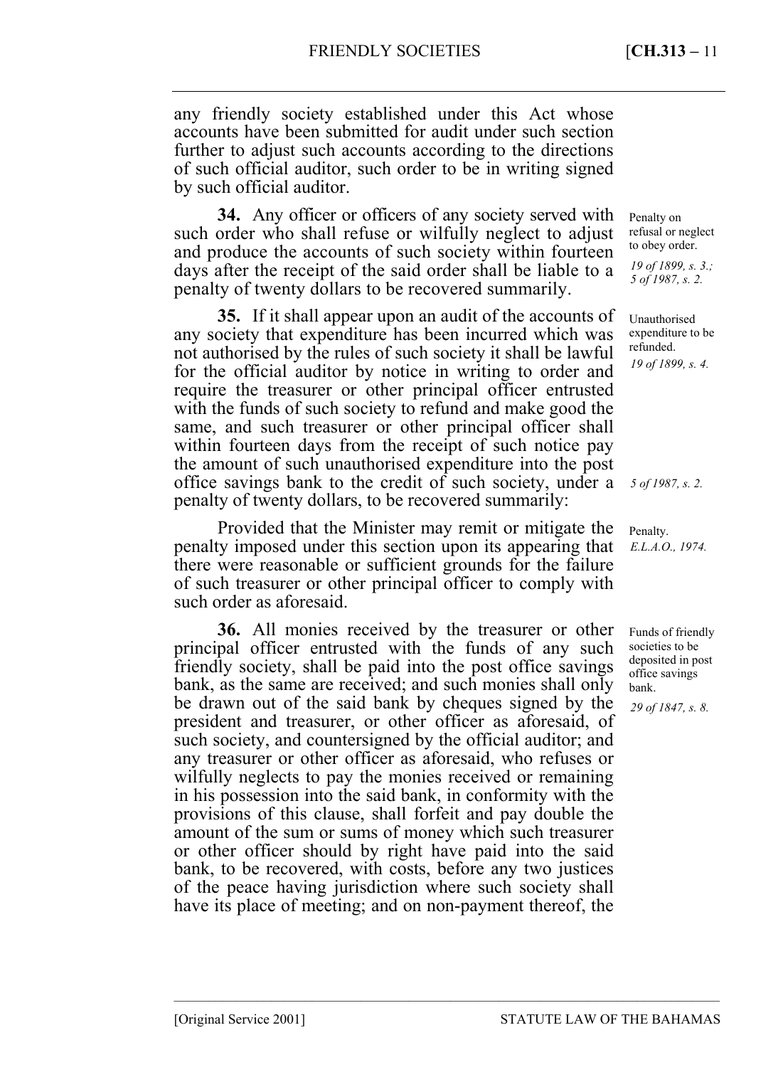any friendly society established under this Act whose accounts have been submitted for audit under such section further to adjust such accounts according to the directions of such official auditor, such order to be in writing signed by such official auditor.

Penalty on refusal or neglect to obey order.
*19 of 1899, s. 3.; 5 of 1987, s. 2.*

**34.** Any officer or officers of any society served with such order who shall refuse or wilfully neglect to adjust and produce the accounts of such society within fourteen days after the receipt of the said order shall be liable to a penalty of twenty dollars to be recovered summarily.

Unauthorised expenditure to be refunded.
*19 of 1899, s. 4.*

**35.** If it shall appear upon an audit of the accounts of any society that expenditure has been incurred which was not authorised by the rules of such society it shall be lawful for the official auditor by notice in writing to order and require the treasurer or other principal officer entrusted with the funds of such society to refund and make good the same, and such treasurer or other principal officer shall within fourteen days from the receipt of such notice pay the amount of such unauthorised expenditure into the post office savings bank to the credit of such society, under a penalty of twenty dollars, to be recovered summarily:

*5 of 1987, s. 2.*

Penalty.
*E.L.A.O., 1974.*

Provided that the Minister may remit or mitigate the penalty imposed under this section upon its appearing that there were reasonable or sufficient grounds for the failure of such treasurer or other principal officer to comply with such order as aforesaid.

Funds of friendly societies to be deposited in post office savings bank.
*29 of 1847, s. 8.*

**36.** All monies received by the treasurer or other principal officer entrusted with the funds of any such friendly society, shall be paid into the post office savings bank, as the same are received; and such monies shall only be drawn out of the said bank by cheques signed by the president and treasurer, or other officer as aforesaid, of such society, and countersigned by the official auditor; and any treasurer or other officer as aforesaid, who refuses or wilfully neglects to pay the monies received or remaining in his possession into the said bank, in conformity with the provisions of this clause, shall forfeit and pay double the amount of the sum or sums of money which such treasurer or other officer should by right have paid into the said bank, to be recovered, with costs, before any two justices of the peace having jurisdiction where such society shall have its place of meeting; and on non-payment thereof, the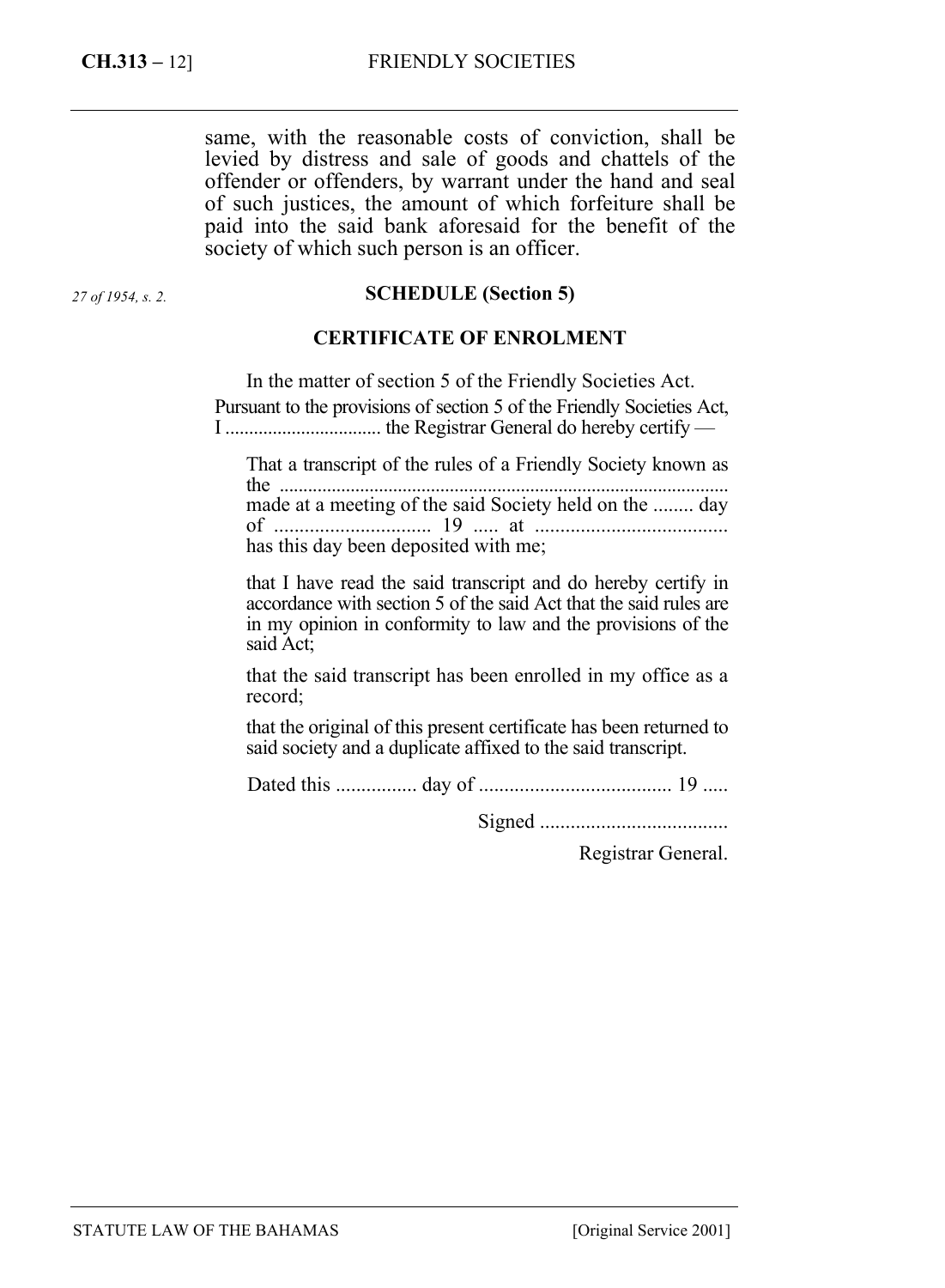same, with the reasonable costs of conviction, shall be levied by distress and sale of goods and chattels of the offender or offenders, by warrant under the hand and seal of such justices, the amount of which forfeiture shall be paid into the said bank aforesaid for the benefit of the society of which such person is an officer.

*27 of 1954, s. 2.*

## SCHEDULE (Section 5)

### CERTIFICATE OF ENROLMENT

In the matter of section 5 of the Friendly Societies Act.

Pursuant to the provisions of section 5 of the Friendly Societies Act, I ................................ the Registrar General do hereby certify —

That a transcript of the rules of a Friendly Society known as the .............................................................................................. made at a meeting of the said Society held on the ........ day of .............................. 19 ..... at ...................................... has this day been deposited with me;

that I have read the said transcript and do hereby certify in accordance with section 5 of the said Act that the said rules are in my opinion in conformity to law and the provisions of the said Act;

that the said transcript has been enrolled in my office as a record;

that the original of this present certificate has been returned to said society and a duplicate affixed to the said transcript.

Dated this ................ day of ...................................... 19 .....

Signed .....................................

Registrar General.